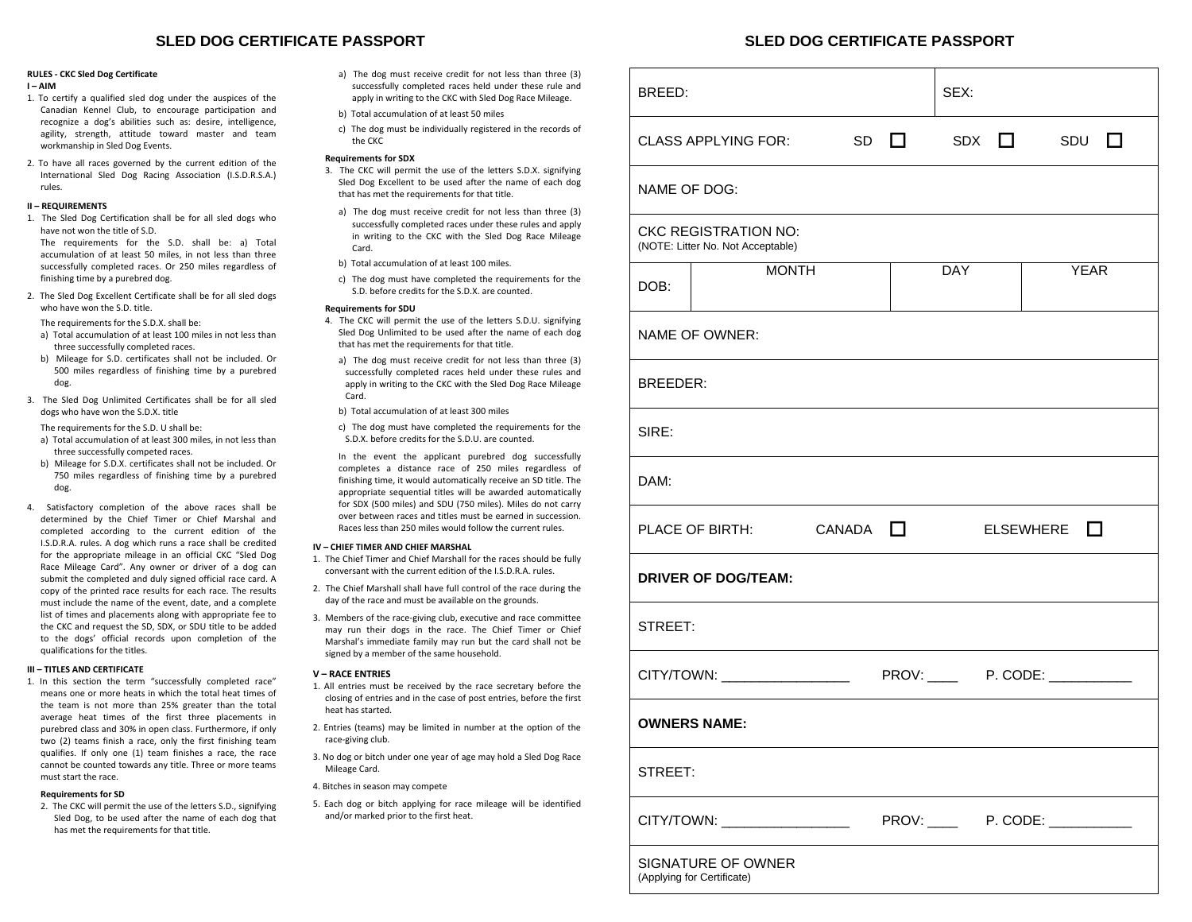# SLED DOG CERTIFICATE PASSPORT

**RULES - CKC Sled Dog Certificate**

**I – AIM**

1. To certify a qualified sled dog under the auspices of the Canadian Kennel Club, to encourage participation and recognize a dog's abilities such as: desire, intelligence, agility, strength, attitude toward master and team workmanship in Sled Dog Events.
2. To have all races governed by the current edition of the International Sled Dog Racing Association (I.S.D.R.S.A.) rules.

**II – REQUIREMENTS**

1. The Sled Dog Certification shall be for all sled dogs who have not won the title of S.D.
   The requirements for the S.D. shall be: a) Total accumulation of at least 50 miles, in not less than three successfully completed races. Or 250 miles regardless of finishing time by a purebred dog.
2. The Sled Dog Excellent Certificate shall be for all sled dogs who have won the S.D. title.
   The requirements for the S.D.X. shall be:
   a) Total accumulation of at least 100 miles in not less than three successfully completed races.
   b) Mileage for S.D. certificates shall not be included. Or 500 miles regardless of finishing time by a purebred dog.
3. The Sled Dog Unlimited Certificates shall be for all sled dogs who have won the S.D.X. title
   The requirements for the S.D. U shall be:
   a) Total accumulation of at least 300 miles, in not less than three successfully competed races.
   b) Mileage for S.D.X. certificates shall not be included. Or 750 miles regardless of finishing time by a purebred dog.
4. Satisfactory completion of the above races shall be determined by the Chief Timer or Chief Marshal and completed according to the current edition of the I.S.D.R.A. rules. A dog which runs a race shall be credited for the appropriate mileage in an official CKC "Sled Dog Race Mileage Card". Any owner or driver of a dog can submit the completed and duly signed official race card. A copy of the printed race results for each race. The results must include the name of the event, date, and a complete list of times and placements along with appropriate fee to the CKC and request the SD, SDX, or SDU title to be added to the dogs' official records upon completion of the qualifications for the titles.

**III – TITLES AND CERTIFICATE**

1. In this section the term "successfully completed race" means one or more heats in which the total heat times of the team is not more than 25% greater than the total average heat times of the first three placements in purebred class and 30% in open class. Furthermore, if only two (2) teams finish a race, only the first finishing team qualifies. If only one (1) team finishes a race, the race cannot be counted towards any title. Three or more teams must start the race.

**Requirements for SD**

2. The CKC will permit the use of the letters S.D., signifying Sled Dog, to be used after the name of each dog that has met the requirements for that title.
   a) The dog must receive credit for not less than three (3) successfully completed races held under these rule and apply in writing to the CKC with Sled Dog Race Mileage.
   b) Total accumulation of at least 50 miles
   c) The dog must be individually registered in the records of the CKC

**Requirements for SDX**

3. The CKC will permit the use of the letters S.D.X. signifying Sled Dog Excellent to be used after the name of each dog that has met the requirements for that title.
   a) The dog must receive credit for not less than three (3) successfully completed races under these rules and apply in writing to the CKC with the Sled Dog Race Mileage Card.
   b) Total accumulation of at least 100 miles.
   c) The dog must have completed the requirements for the S.D. before credits for the S.D.X. are counted.

**Requirements for SDU**

4. The CKC will permit the use of the letters S.D.U. signifying Sled Dog Unlimited to be used after the name of each dog that has met the requirements for that title.
   a) The dog must receive credit for not less than three (3) successfully completed races held under these rules and apply in writing to the CKC with the Sled Dog Race Mileage Card.
   b) Total accumulation of at least 300 miles
   c) The dog must have completed the requirements for the S.D.X. before credits for the S.D.U. are counted.

   In the event the applicant purebred dog successfully completes a distance race of 250 miles regardless of finishing time, it would automatically receive an SD title. The appropriate sequential titles will be awarded automatically for SDX (500 miles) and SDU (750 miles). Miles do not carry over between races and titles must be earned in succession. Races less than 250 miles would follow the current rules.

**IV – CHIEF TIMER AND CHIEF MARSHAL**

1. The Chief Timer and Chief Marshall for the races should be fully conversant with the current edition of the I.S.D.R.A. rules.
2. The Chief Marshall shall have full control of the race during the day of the race and must be available on the grounds.
3. Members of the race-giving club, executive and race committee may run their dogs in the race. The Chief Timer or Chief Marshal's immediate family may run but the card shall not be signed by a member of the same household.

**V – RACE ENTRIES**

1. All entries must be received by the race secretary before the closing of entries and in the case of post entries, before the first heat has started.
2. Entries (teams) may be limited in number at the option of the race-giving club.
3. No dog or bitch under one year of age may hold a Sled Dog Race Mileage Card.
4. Bitches in season may compete
5. Each dog or bitch applying for race mileage will be identified and/or marked prior to the first heat.

# SLED DOG CERTIFICATE PASSPORT

| | | | |
|---|---|---|---|
| BREED: | | | SEX: |
| CLASS APPLYING FOR: SD ☐ | | SDX ☐ | SDU ☐ |
| NAME OF DOG: | | | |
| CKC REGISTRATION NO: (NOTE: Litter No. Not Acceptable) | | | |
| DOB: | MONTH | DAY | YEAR |
| NAME OF OWNER: | | | |
| BREEDER: | | | |
| SIRE: | | | |
| DAM: | | | |
| PLACE OF BIRTH: CANADA ☐ | | ELSEWHERE ☐ | |
| **DRIVER OF DOG/TEAM:** | | | |
| STREET: | | | |
| CITY/TOWN: ________________ | | PROV: ____ | P. CODE: ___________ |
| **OWNERS NAME:** | | | |
| STREET: | | | |
| CITY/TOWN: ________________ | | PROV: ____ | P. CODE: ___________ |
| SIGNATURE OF OWNER (Applying for Certificate) | | | |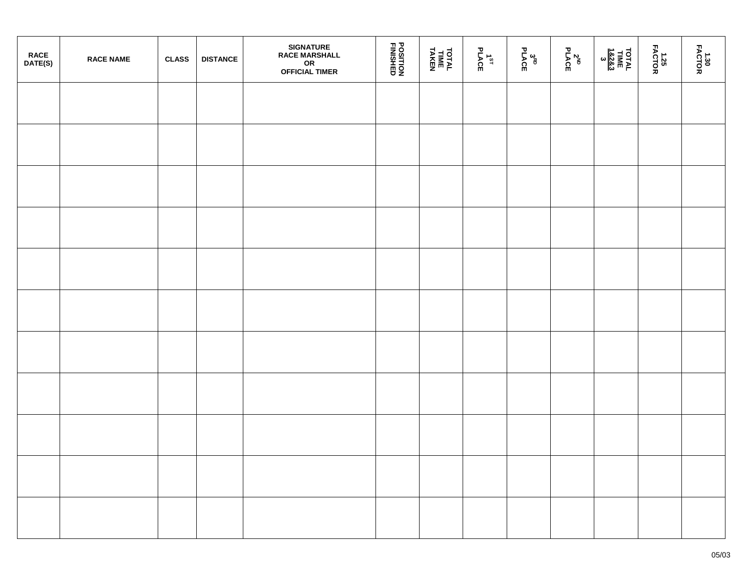| RACE DATE(S) | RACE NAME | CLASS | DISTANCE | SIGNATURE RACE MARSHALL OR OFFICIAL TIMER | POSITION FINISHED | TOTAL TIME TAKEN | $1^{ST}$ PLACE | $3^{RD}$ PLACE | $2^{ND}$ PLACE | TOTAL TIME $\frac{1\&2\&3}{3}$ | 1.25 FACTOR | 1.30 FACTOR |
|---|---|---|---|---|---|---|---|---|---|---|---|---|
| | | | | | | | | | | | | |
| | | | | | | | | | | | | |
| | | | | | | | | | | | | |
| | | | | | | | | | | | | |
| | | | | | | | | | | | | |
| | | | | | | | | | | | | |
| | | | | | | | | | | | | |
| | | | | | | | | | | | | |
| | | | | | | | | | | | | |
| | | | | | | | | | | | | |
| | | | | | | | | | | | | |

05/03